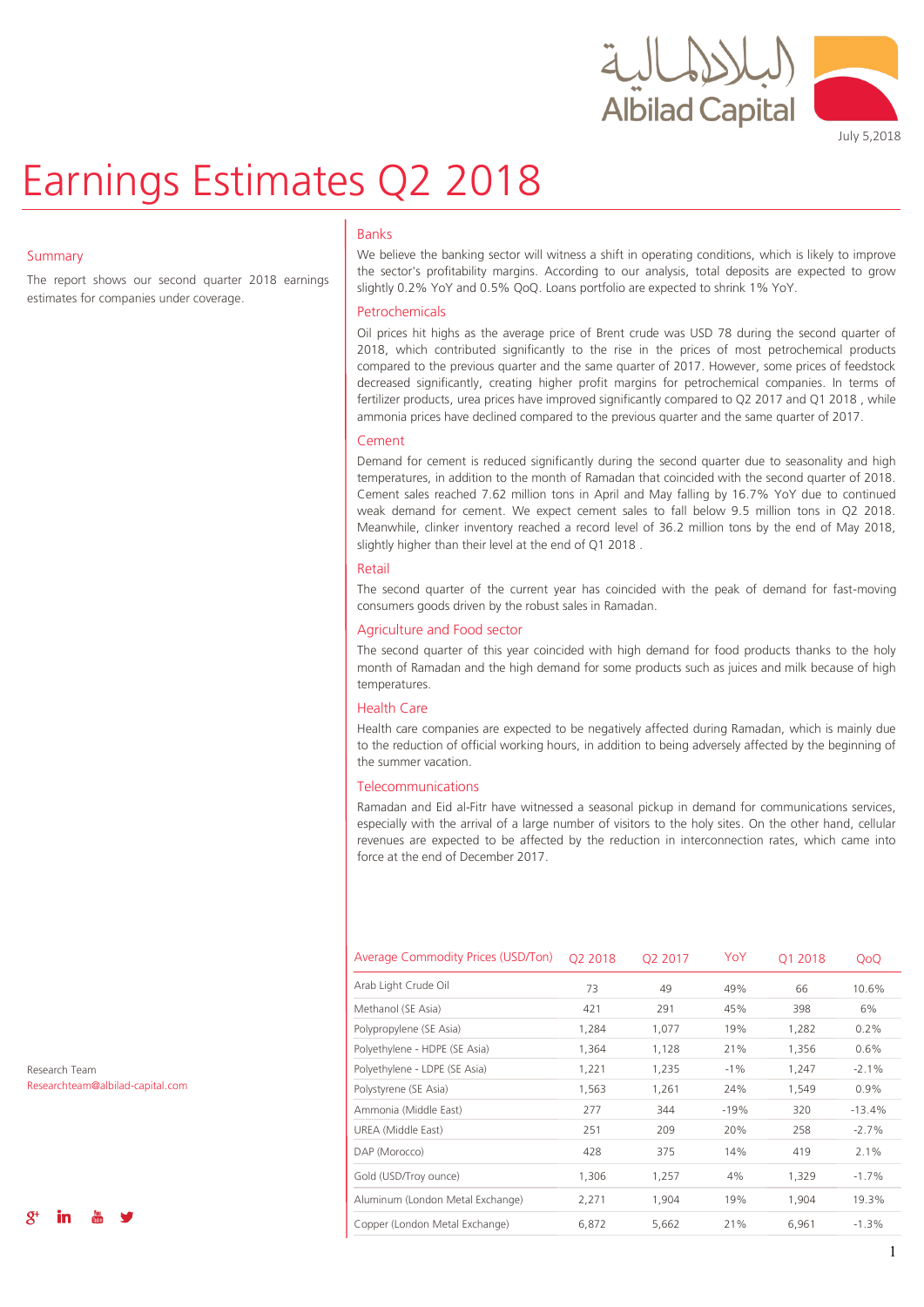July 5,2018

# Earnings Estimates Q2 2018

## Summary

The report shows our second quarter 2018 earnings estimates for companies under coverage.

## Banks

We believe the banking sector will witness a shift in operating conditions, which is likely to improve the sector's profitability margins. According to our analysis, total deposits are expected to grow slightly 0.2% YoY and 0.5% QoQ. Loans portfolio are expected to shrink 1% YoY.

## Petrochemicals

Oil prices hit highs as the average price of Brent crude was USD 78 during the second quarter of 2018, which contributed significantly to the rise in the prices of most petrochemical products compared to the previous quarter and the same quarter of 2017. However, some prices of feedstock decreased significantly, creating higher profit margins for petrochemical companies. In terms of fertilizer products, urea prices have improved significantly compared to Q2 2017 and Q1 2018 , while ammonia prices have declined compared to the previous quarter and the same quarter of 2017.

## Cement

Demand for cement is reduced significantly during the second quarter due to seasonality and high temperatures, in addition to the month of Ramadan that coincided with the second quarter of 2018. Cement sales reached 7.62 million tons in April and May falling by 16.7% YoY due to continued weak demand for cement. We expect cement sales to fall below 9.5 million tons in Q2 2018. Meanwhile, clinker inventory reached a record level of 36.2 million tons by the end of May 2018, slightly higher than their level at the end of Q1 2018 .

## Retail

The second quarter of the current year has coincided with the peak of demand for fast-moving consumers goods driven by the robust sales in Ramadan.

## Agriculture and Food sector

The second quarter of this year coincided with high demand for food products thanks to the holy month of Ramadan and the high demand for some products such as juices and milk because of high temperatures.

## Health Care

Health care companies are expected to be negatively affected during Ramadan, which is mainly due to the reduction of official working hours, in addition to being adversely affected by the beginning of the summer vacation.

## Telecommunications

Ramadan and Eid al-Fitr have witnessed a seasonal pickup in demand for communications services, especially with the arrival of a large number of visitors to the holy sites. On the other hand, cellular revenues are expected to be affected by the reduction in interconnection rates, which came into force at the end of December 2017.

| Average Commodity Prices (USD/Ton) | Q2 2018 | Q2 2017 | YoY | Q1 2018 | QoQ |
|---|---|---|---|---|---|
| Arab Light Crude Oil | 73 | 49 | 49% | 66 | 10.6% |
| Methanol (SE Asia) | 421 | 291 | 45% | 398 | 6% |
| Polypropylene (SE Asia) | 1,284 | 1,077 | 19% | 1,282 | 0.2% |
| Polyethylene - HDPE (SE Asia) | 1,364 | 1,128 | 21% | 1,356 | 0.6% |
| Polyethylene - LDPE (SE Asia) | 1,221 | 1,235 | -1% | 1,247 | -2.1% |
| Polystyrene (SE Asia) | 1,563 | 1,261 | 24% | 1,549 | 0.9% |
| Ammonia (Middle East) | 277 | 344 | -19% | 320 | -13.4% |
| UREA (Middle East) | 251 | 209 | 20% | 258 | -2.7% |
| DAP (Morocco) | 428 | 375 | 14% | 419 | 2.1% |
| Gold (USD/Troy ounce) | 1,306 | 1,257 | 4% | 1,329 | -1.7% |
| Aluminum (London Metal Exchange) | 2,271 | 1,904 | 19% | 1,904 | 19.3% |
| Copper (London Metal Exchange) | 6,872 | 5,662 | 21% | 6,961 | -1.3% |

Research Team
Researchteam@albilad-capital.com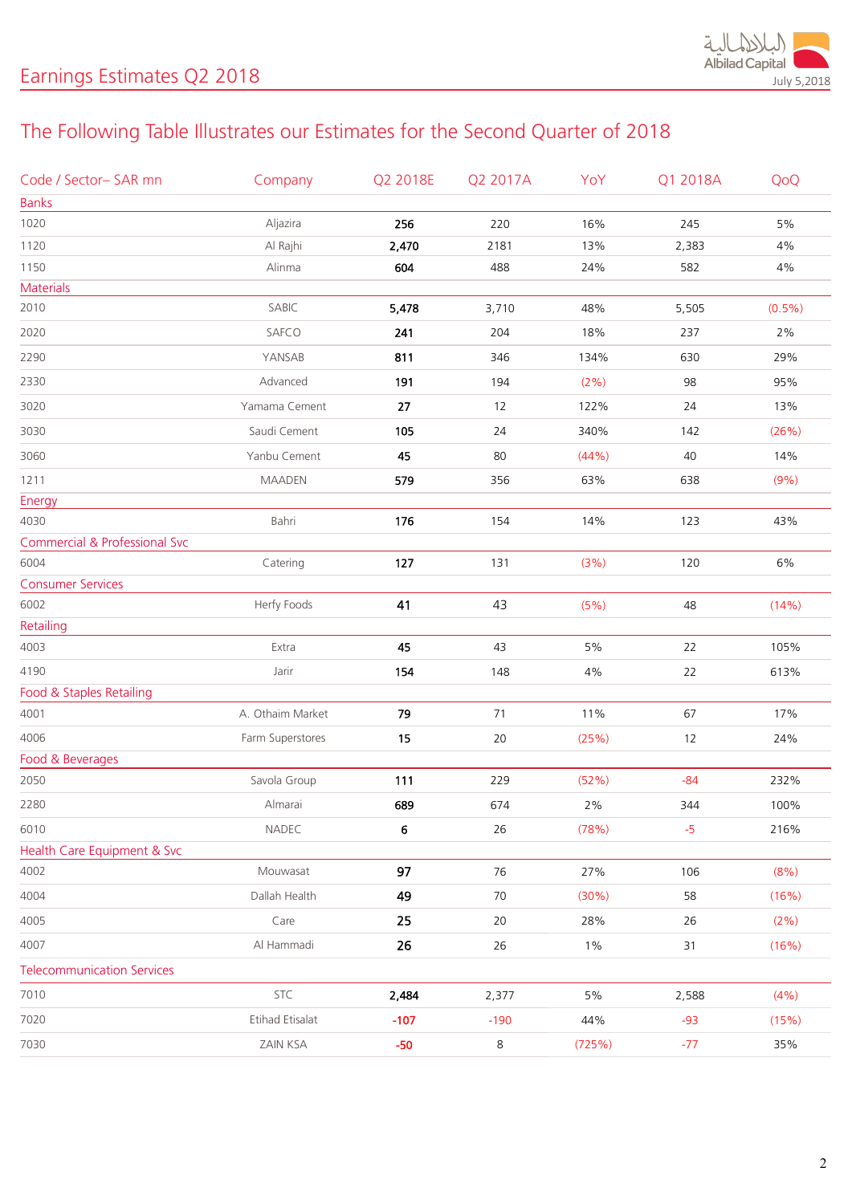# Earnings Estimates Q2 2018

July 5,2018

## The Following Table Illustrates our Estimates for the Second Quarter of 2018

| Code / Sector– SAR mn | Company | Q2 2018E | Q2 2017A | YoY | Q1 2018A | QoQ |
|---|---|---|---|---|---|---|
| **Banks** | | | | | | |
| 1020 | Aljazira | **256** | 220 | 16% | 245 | 5% |
| 1120 | Al Rajhi | **2,470** | 2181 | 13% | 2,383 | 4% |
| 1150 | Alinma | **604** | 488 | 24% | 582 | 4% |
| **Materials** | | | | | | |
| 2010 | SABIC | **5,478** | 3,710 | 48% | 5,505 | (0.5%) |
| 2020 | SAFCO | **241** | 204 | 18% | 237 | 2% |
| 2290 | YANSAB | **811** | 346 | 134% | 630 | 29% |
| 2330 | Advanced | **191** | 194 | (2%) | 98 | 95% |
| 3020 | Yamama Cement | **27** | 12 | 122% | 24 | 13% |
| 3030 | Saudi Cement | **105** | 24 | 340% | 142 | (26%) |
| 3060 | Yanbu Cement | **45** | 80 | (44%) | 40 | 14% |
| 1211 | MAADEN | **579** | 356 | 63% | 638 | (9%) |
| **Energy** | | | | | | |
| 4030 | Bahri | **176** | 154 | 14% | 123 | 43% |
| **Commercial & Professional Svc** | | | | | | |
| 6004 | Catering | **127** | 131 | (3%) | 120 | 6% |
| **Consumer Services** | | | | | | |
| 6002 | Herfy Foods | **41** | 43 | (5%) | 48 | (14%) |
| **Retailing** | | | | | | |
| 4003 | Extra | **45** | 43 | 5% | 22 | 105% |
| 4190 | Jarir | **154** | 148 | 4% | 22 | 613% |
| **Food & Staples Retailing** | | | | | | |
| 4001 | A. Othaim Market | **79** | 71 | 11% | 67 | 17% |
| 4006 | Farm Superstores | **15** | 20 | (25%) | 12 | 24% |
| **Food & Beverages** | | | | | | |
| 2050 | Savola Group | **111** | 229 | (52%) | -84 | 232% |
| 2280 | Almarai | **689** | 674 | 2% | 344 | 100% |
| 6010 | NADEC | **6** | 26 | (78%) | -5 | 216% |
| **Health Care Equipment & Svc** | | | | | | |
| 4002 | Mouwasat | **97** | 76 | 27% | 106 | (8%) |
| 4004 | Dallah Health | **49** | 70 | (30%) | 58 | (16%) |
| 4005 | Care | **25** | 20 | 28% | 26 | (2%) |
| 4007 | Al Hammadi | **26** | 26 | 1% | 31 | (16%) |
| **Telecommunication Services** | | | | | | |
| 7010 | STC | **2,484** | 2,377 | 5% | 2,588 | (4%) |
| 7020 | Etihad Etisalat | **-107** | -190 | 44% | -93 | (15%) |
| 7030 | ZAIN KSA | **-50** | 8 | (725%) | -77 | 35% |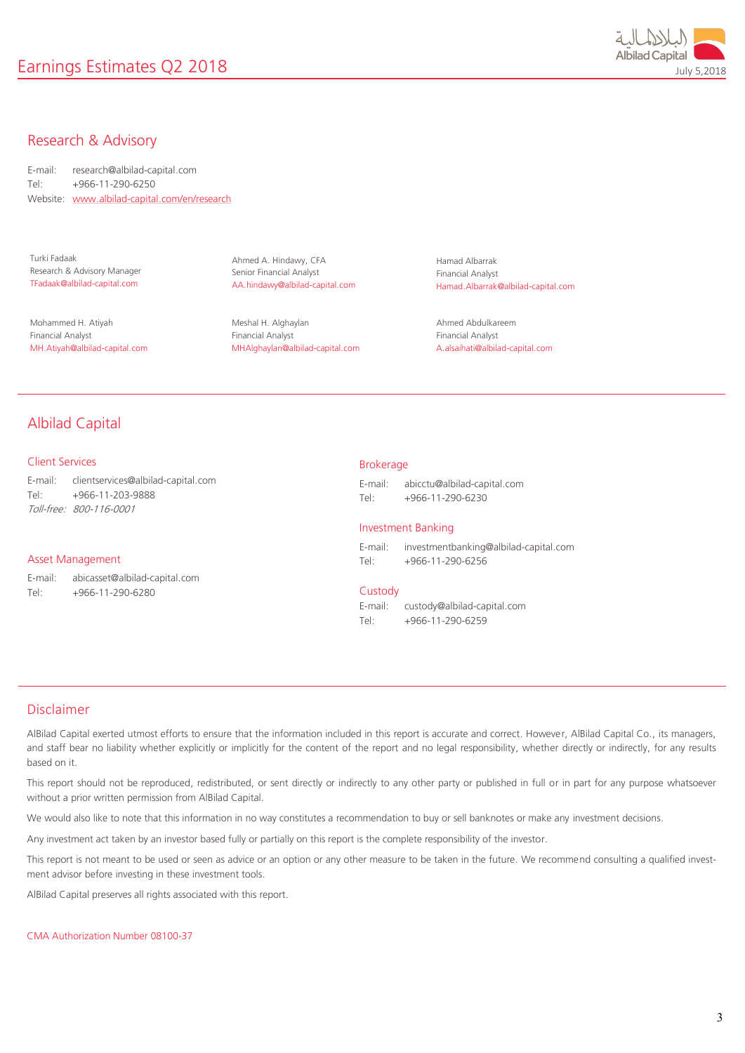## Research & Advisory

E-mail: research@albilad-capital.com
Tel: +966-11-290-6250
Website: www.albilad-capital.com/en/research

Turki Fadaak
Research & Advisory Manager
TFadaak@albilad-capital.com

Ahmed A. Hindawy, CFA
Senior Financial Analyst
AA.hindawy@albilad-capital.com

Hamad Albarrak
Financial Analyst
Hamad.Albarrak@albilad-capital.com

Mohammed H. Atiyah
Financial Analyst
MH.Atiyah@albilad-capital.com

Meshal H. Alghaylan
Financial Analyst
MHAlghaylan@albilad-capital.com

Ahmed Abdulkareem
Financial Analyst
A.alsaihati@albilad-capital.com

## Albilad Capital

### Client Services

E-mail: clientservices@albilad-capital.com
Tel: +966-11-203-9888
*Toll-free: 800-116-0001*

### Asset Management

E-mail: abicasset@albilad-capital.com
Tel: +966-11-290-6280

### Brokerage

E-mail: abicctu@albilad-capital.com
Tel: +966-11-290-6230

### Investment Banking

E-mail: investmentbanking@albilad-capital.com
Tel: +966-11-290-6256

### Custody

E-mail: custody@albilad-capital.com
Tel: +966-11-290-6259

## Disclaimer

AlBilad Capital exerted utmost efforts to ensure that the information included in this report is accurate and correct. However, AlBilad Capital Co., its managers, and staff bear no liability whether explicitly or implicitly for the content of the report and no legal responsibility, whether directly or indirectly, for any results based on it.

This report should not be reproduced, redistributed, or sent directly or indirectly to any other party or published in full or in part for any purpose whatsoever without a prior written permission from AlBilad Capital.

We would also like to note that this information in no way constitutes a recommendation to buy or sell banknotes or make any investment decisions.

Any investment act taken by an investor based fully or partially on this report is the complete responsibility of the investor.

This report is not meant to be used or seen as advice or an option or any other measure to be taken in the future. We recommend consulting a qualified investment advisor before investing in these investment tools.

AlBilad Capital preserves all rights associated with this report.

CMA Authorization Number 08100-37